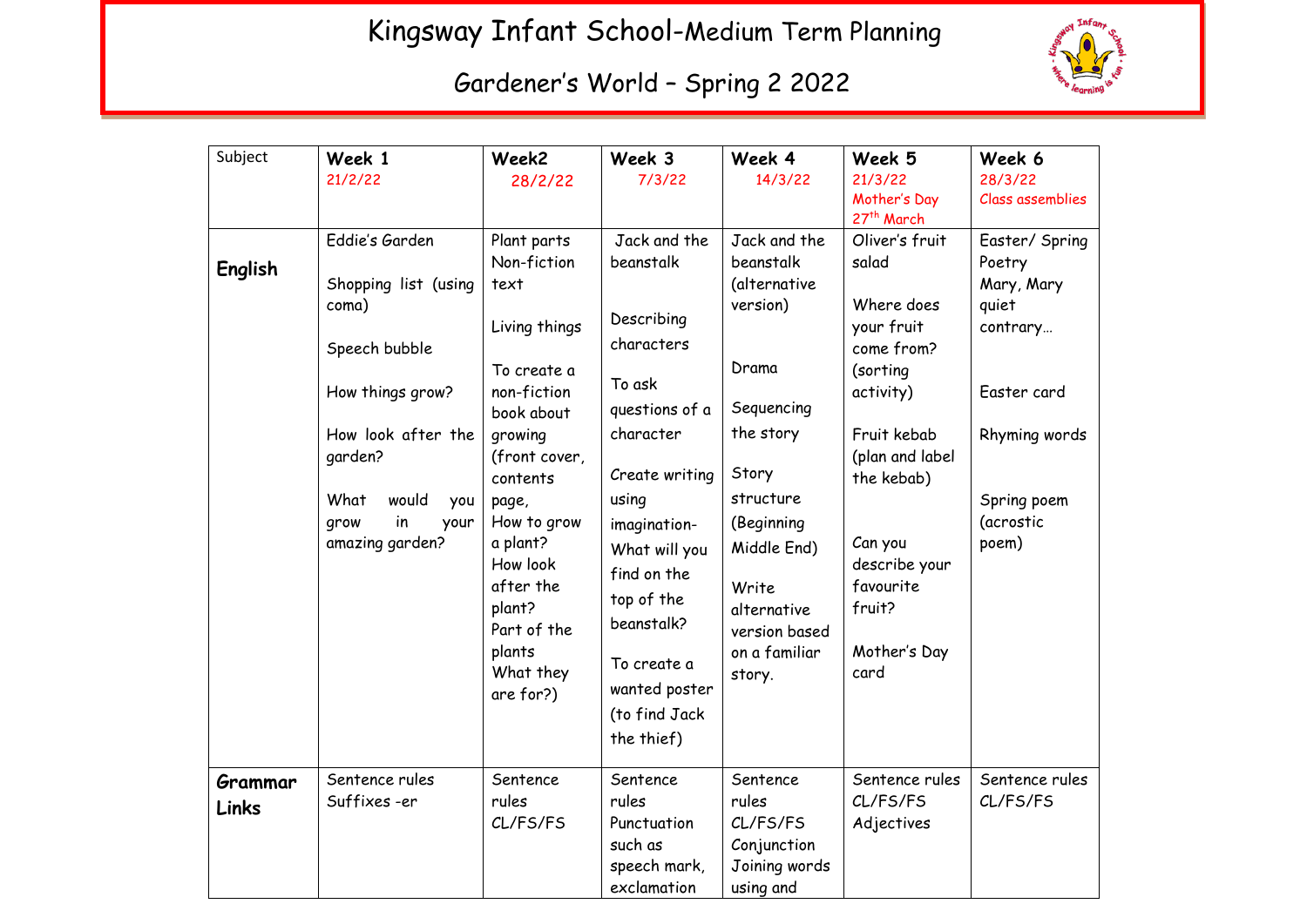# Kingsway Infant School-Medium Term Planning

## Gardener's World – Spring 2 2022

| Subject | Week 1 21/2/22 | Week2 28/2/22 | Week 3 7/3/22 | Week 4 14/3/22 | Week 5 21/3/22 Mother's Day 27th March | Week 6 28/3/22 Class assemblies |
|---|---|---|---|---|---|---|
| **English** | Eddie's Garden<br><br>Shopping list (using coma)<br><br>Speech bubble<br><br>How things grow?<br><br>How look after the garden?<br><br>What would you grow in your amazing garden? | Plant parts Non-fiction text<br><br>Living things<br><br>To create a non-fiction book about growing (front cover, contents page, How to grow a plant? How look after the plant? Part of the plants What they are for?) | Jack and the beanstalk<br><br>Describing characters<br><br>To ask questions of a character<br><br>Create writing using imagination- What will you find on the top of the beanstalk?<br><br>To create a wanted poster (to find Jack the thief) | Jack and the beanstalk (alternative version)<br><br>Drama<br><br>Sequencing the story<br><br>Story structure (Beginning Middle End)<br><br>Write alternative version based on a familiar story. | Oliver's fruit salad<br><br>Where does your fruit come from? (sorting activity)<br><br>Fruit kebab (plan and label the kebab)<br><br>Can you describe your favourite fruit?<br><br>Mother's Day card | Easter/ Spring Poetry Mary, Mary quiet contrary…<br><br>Easter card<br><br>Rhyming words<br><br>Spring poem (acrostic poem) |
| **Grammar Links** | Sentence rules Suffixes -er | Sentence rules CL/FS/FS | Sentence rules Punctuation such as speech mark, exclamation | Sentence rules CL/FS/FS Conjunction Joining words using and | Sentence rules CL/FS/FS Adjectives | Sentence rules CL/FS/FS |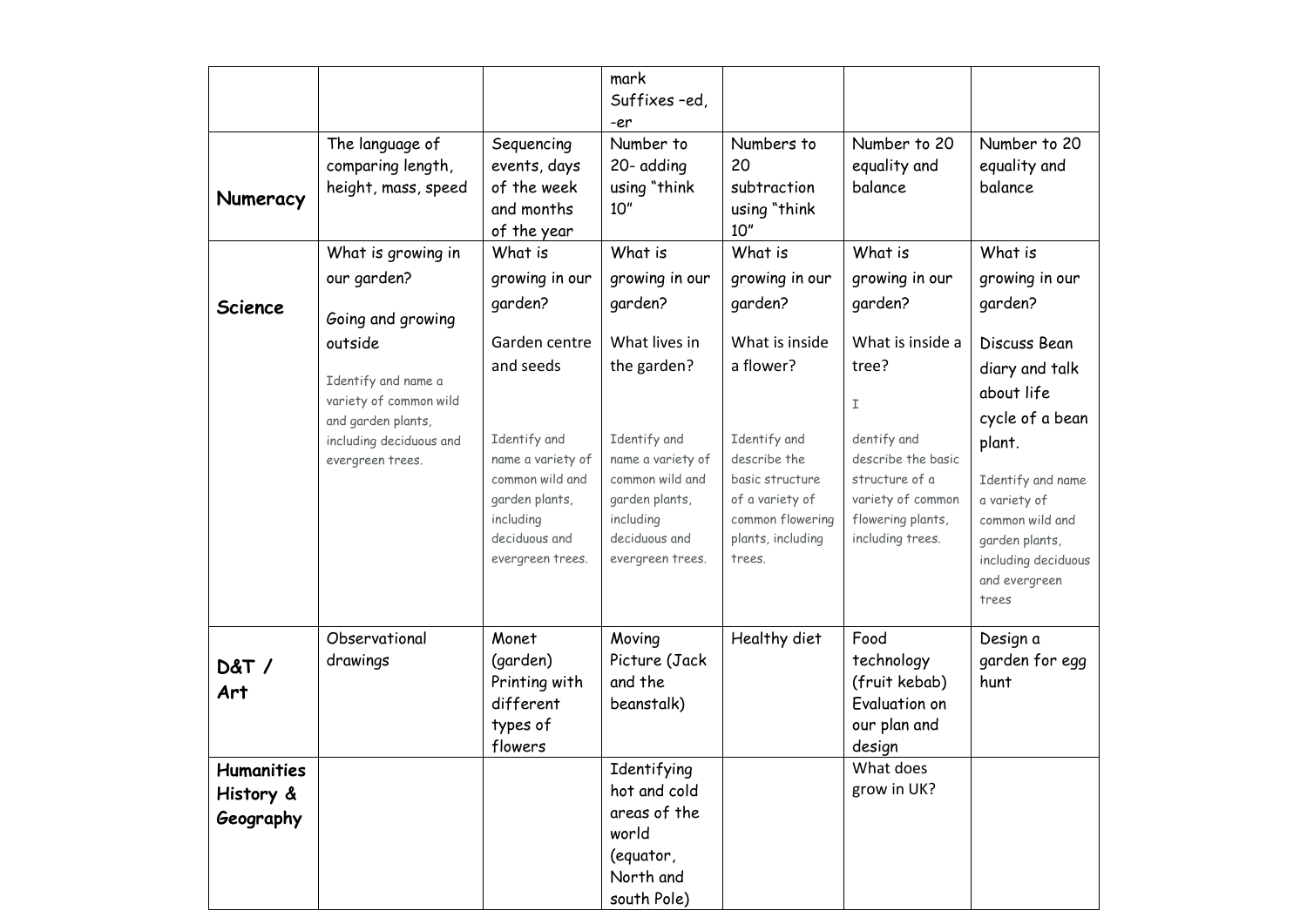| | | | | | | |
|---|---|---|---|---|---|---|
| | | | mark Suffixes –ed, -er | | | |
| **Numeracy** | The language of comparing length, height, mass, speed | Sequencing events, days of the week and months of the year | Number to 20- adding using "think 10" | Numbers to 20 subtraction using "think 10" | Number to 20 equality and balance | Number to 20 equality and balance |
| **Science** | What is growing in our garden?<br><br>Going and growing outside<br><br>Identify and name a variety of common wild and garden plants, including deciduous and evergreen trees. | What is growing in our garden?<br><br>Garden centre and seeds<br><br>Identify and name a variety of common wild and garden plants, including deciduous and evergreen trees. | What is growing in our garden?<br><br>What lives in the garden?<br><br>Identify and name a variety of common wild and garden plants, including deciduous and evergreen trees. | What is growing in our garden?<br><br>What is inside a flower?<br><br>Identify and describe the basic structure of a variety of common flowering plants, including trees. | What is growing in our garden?<br><br>What is inside a tree?<br><br>I<br><br>dentify and describe the basic structure of a variety of common flowering plants, including trees. | What is growing in our garden?<br><br>Discuss Bean diary and talk about life cycle of a bean plant.<br><br>Identify and name a variety of common wild and garden plants, including deciduous and evergreen trees |
| **D&T / Art** | Observational drawings | Monet (garden) Printing with different types of flowers | Moving Picture (Jack and the beanstalk) | Healthy diet | Food technology (fruit kebab) Evaluation on our plan and design | Design a garden for egg hunt |
| **Humanities History & Geography** | | | Identifying hot and cold areas of the world (equator, North and south Pole) | | What does grow in UK? | |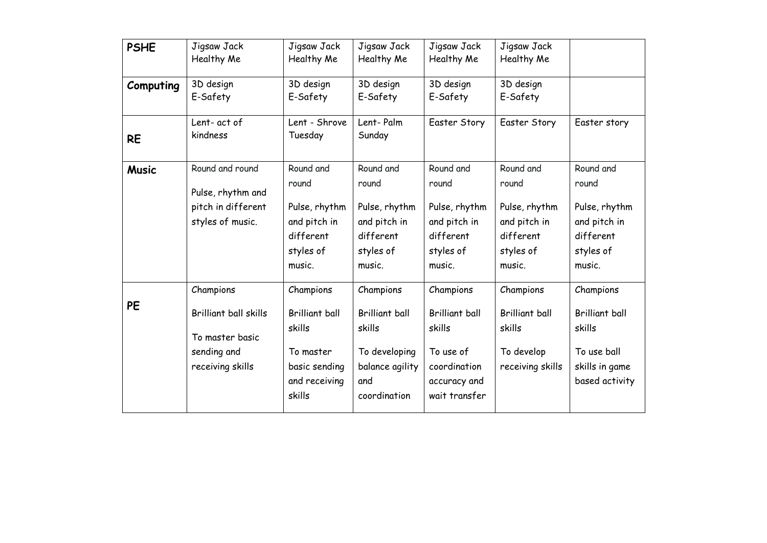| | | | | | | |
|---|---|---|---|---|---|---|
| **PSHE** | Jigsaw Jack Healthy Me | Jigsaw Jack Healthy Me | Jigsaw Jack Healthy Me | Jigsaw Jack Healthy Me | Jigsaw Jack Healthy Me | |
| **Computing** | 3D design E-Safety | 3D design E-Safety | 3D design E-Safety | 3D design E-Safety | 3D design E-Safety | |
| **RE** | Lent- act of kindness | Lent - Shrove Tuesday | Lent- Palm Sunday | Easter Story | Easter Story | Easter story |
| **Music** | Round and round<br>Pulse, rhythm and pitch in different styles of music. | Round and round<br>Pulse, rhythm and pitch in different styles of music. | Round and round<br>Pulse, rhythm and pitch in different styles of music. | Round and round<br>Pulse, rhythm and pitch in different styles of music. | Round and round<br>Pulse, rhythm and pitch in different styles of music. | Round and round<br>Pulse, rhythm and pitch in different styles of music. |
| **PE** | Champions<br>Brilliant ball skills<br>To master basic sending and receiving skills | Champions<br>Brilliant ball skills<br>To master basic sending and receiving skills | Champions<br>Brilliant ball skills<br>To developing balance agility and coordination | Champions<br>Brilliant ball skills<br>To use of coordination accuracy and wait transfer | Champions<br>Brilliant ball skills<br>To develop receiving skills | Champions<br>Brilliant ball skills<br>To use ball skills in game based activity |